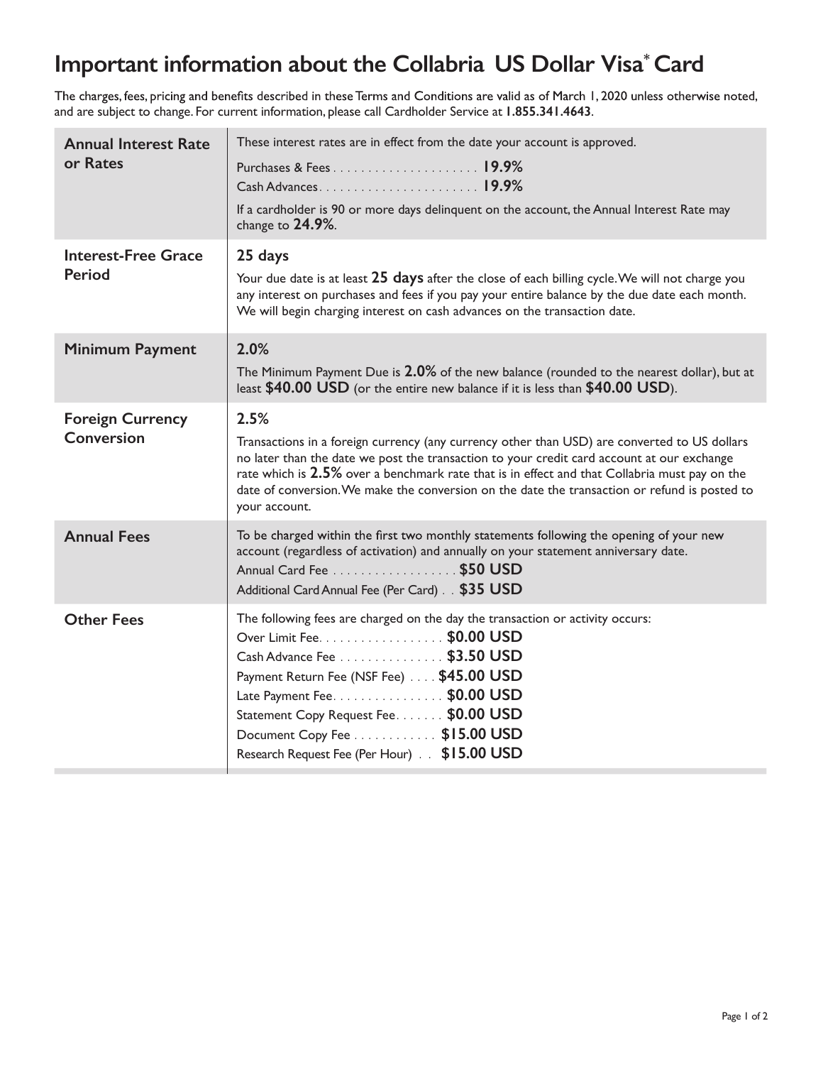# Important information about the Collabria US Dollar Visa* Card

The charges, fees, pricing and benefits described in these Terms and Conditions are valid as of March 1, 2020 unless otherwise noted, and are subject to change. For current information, please call Cardholder Service at **1.855.341.4643**.

| | |
|---|---|
| **Annual Interest Rate or Rates** | These interest rates are in effect from the date your account is approved.<br>Purchases & Fees . . . . . . . . . . . . . . . . . . . . . **19.9%**<br>Cash Advances . . . . . . . . . . . . . . . . . . . . . . . **19.9%**<br>If a cardholder is 90 or more days delinquent on the account, the Annual Interest Rate may change to **24.9%**. |
| **Interest-Free Grace Period** | **25 days**<br>Your due date is at least **25 days** after the close of each billing cycle. We will not charge you any interest on purchases and fees if you pay your entire balance by the due date each month. We will begin charging interest on cash advances on the transaction date. |
| **Minimum Payment** | **2.0%**<br>The Minimum Payment Due is **2.0%** of the new balance (rounded to the nearest dollar), but at least **$40.00 USD** (or the entire new balance if it is less than **$40.00 USD**). |
| **Foreign Currency Conversion** | **2.5%**<br>Transactions in a foreign currency (any currency other than USD) are converted to US dollars no later than the date we post the transaction to your credit card account at our exchange rate which is **2.5%** over a benchmark rate that is in effect and that Collabria must pay on the date of conversion. We make the conversion on the date the transaction or refund is posted to your account. |
| **Annual Fees** | To be charged within the first two monthly statements following the opening of your new account (regardless of activation) and annually on your statement anniversary date.<br>Annual Card Fee . . . . . . . . . . . . . . . . . . **$50 USD**<br>Additional Card Annual Fee (Per Card) . . **$35 USD** |
| **Other Fees** | The following fees are charged on the day the transaction or activity occurs:<br>Over Limit Fee. . . . . . . . . . . . . . . . . . **$0.00 USD**<br>Cash Advance Fee . . . . . . . . . . . . . . . **$3.50 USD**<br>Payment Return Fee (NSF Fee) . . . . **$45.00 USD**<br>Late Payment Fee. . . . . . . . . . . . . . . . **$0.00 USD**<br>Statement Copy Request Fee. . . . . . . **$0.00 USD**<br>Document Copy Fee . . . . . . . . . . . . **$15.00 USD**<br>Research Request Fee (Per Hour) . . **$15.00 USD** |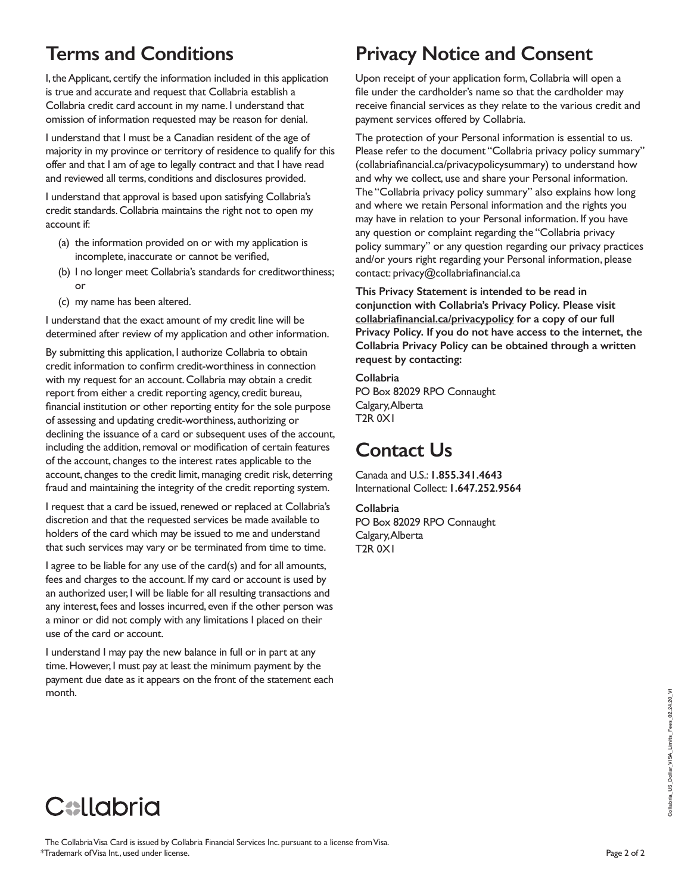## Terms and Conditions

I, the Applicant, certify the information included in this application is true and accurate and request that Collabria establish a Collabria credit card account in my name. I understand that omission of information requested may be reason for denial.

I understand that I must be a Canadian resident of the age of majority in my province or territory of residence to qualify for this offer and that I am of age to legally contract and that I have read and reviewed all terms, conditions and disclosures provided.

I understand that approval is based upon satisfying Collabria's credit standards. Collabria maintains the right not to open my account if:

(a) the information provided on or with my application is incomplete, inaccurate or cannot be verified,

(b) I no longer meet Collabria's standards for creditworthiness; or

(c) my name has been altered.

I understand that the exact amount of my credit line will be determined after review of my application and other information.

By submitting this application, I authorize Collabria to obtain credit information to confirm credit-worthiness in connection with my request for an account. Collabria may obtain a credit report from either a credit reporting agency, credit bureau, financial institution or other reporting entity for the sole purpose of assessing and updating credit-worthiness, authorizing or declining the issuance of a card or subsequent uses of the account, including the addition, removal or modification of certain features of the account, changes to the interest rates applicable to the account, changes to the credit limit, managing credit risk, deterring fraud and maintaining the integrity of the credit reporting system.

I request that a card be issued, renewed or replaced at Collabria's discretion and that the requested services be made available to holders of the card which may be issued to me and understand that such services may vary or be terminated from time to time.

I agree to be liable for any use of the card(s) and for all amounts, fees and charges to the account. If my card or account is used by an authorized user, I will be liable for all resulting transactions and any interest, fees and losses incurred, even if the other person was a minor or did not comply with any limitations I placed on their use of the card or account.

I understand I may pay the new balance in full or in part at any time. However, I must pay at least the minimum payment by the payment due date as it appears on the front of the statement each month.

## Privacy Notice and Consent

Upon receipt of your application form, Collabria will open a file under the cardholder's name so that the cardholder may receive financial services as they relate to the various credit and payment services offered by Collabria.

The protection of your Personal information is essential to us. Please refer to the document "Collabria privacy policy summary" (collabriafinancial.ca/privacypolicysummary) to understand how and why we collect, use and share your Personal information. The "Collabria privacy policy summary" also explains how long and where we retain Personal information and the rights you may have in relation to your Personal information. If you have any question or complaint regarding the "Collabria privacy policy summary" or any question regarding our privacy practices and/or yours right regarding your Personal information, please contact: privacy@collabriafinancial.ca

**This Privacy Statement is intended to be read in conjunction with Collabria's Privacy Policy. Please visit collabriafinancial.ca/privacypolicy for a copy of our full Privacy Policy. If you do not have access to the internet, the Collabria Privacy Policy can be obtained through a written request by contacting:**

**Collabria**
PO Box 82029 RPO Connaught
Calgary, Alberta
T2R 0X1

## Contact Us

Canada and U.S.: **1.855.341.4643**
International Collect: **1.647.252.9564**

**Collabria**
PO Box 82029 RPO Connaught
Calgary, Alberta
T2R 0X1

Collabria_US_Dollar_VISA_Limits_Fees_02.24.20_V1

Collabria

The Collabria Visa Card is issued by Collabria Financial Services Inc. pursuant to a license from Visa.
*Trademark of Visa Int., used under license.